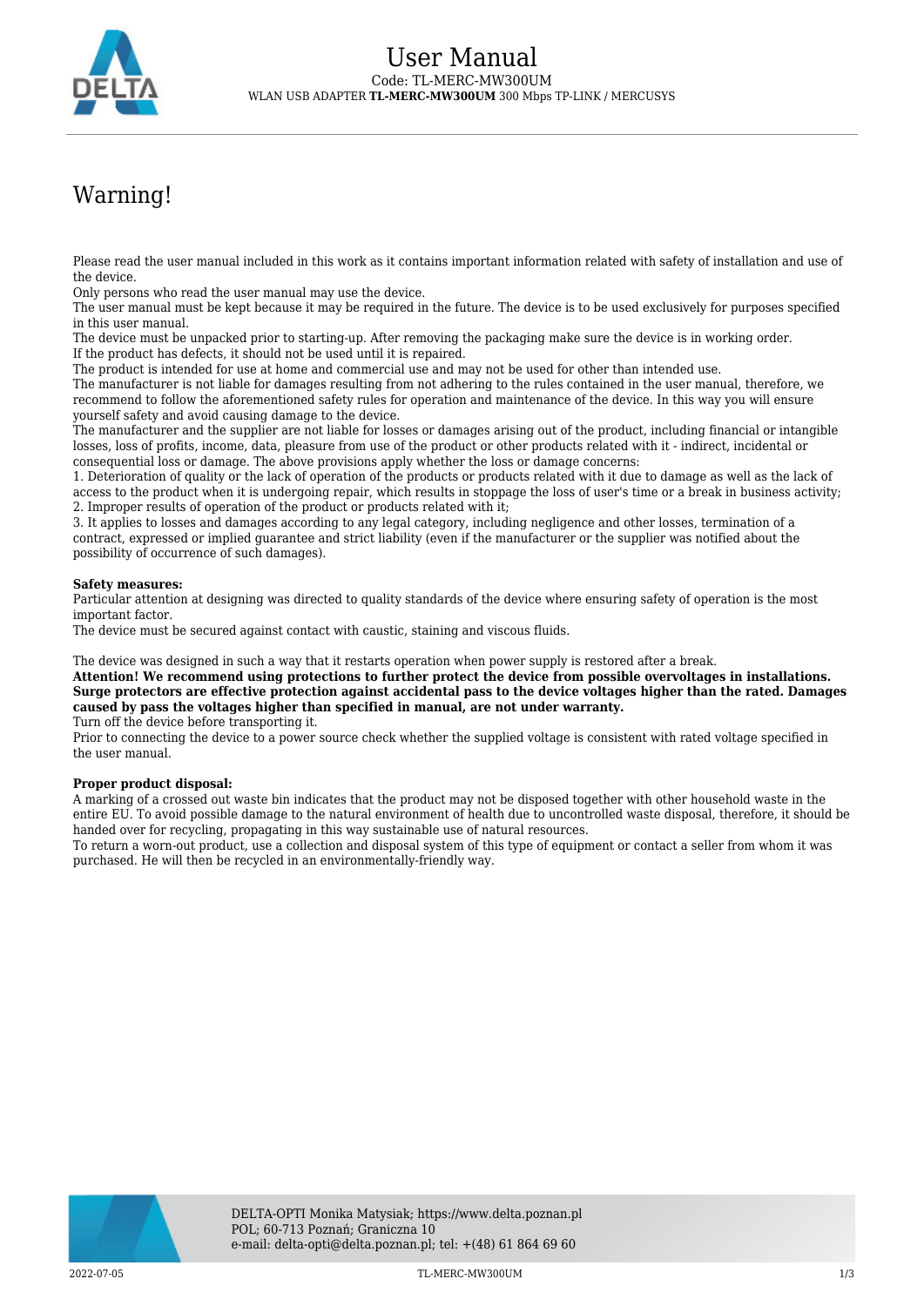# User Manual

Code: TL-MERC-MW300UM

WLAN USB ADAPTER **TL-MERC-MW300UM** 300 Mbps TP-LINK / MERCUSYS

# Warning!

Please read the user manual included in this work as it contains important information related with safety of installation and use of the device.
Only persons who read the user manual may use the device.
The user manual must be kept because it may be required in the future. The device is to be used exclusively for purposes specified in this user manual.
The device must be unpacked prior to starting-up. After removing the packaging make sure the device is in working order.
If the product has defects, it should not be used until it is repaired.
The product is intended for use at home and commercial use and may not be used for other than intended use.
The manufacturer is not liable for damages resulting from not adhering to the rules contained in the user manual, therefore, we recommend to follow the aforementioned safety rules for operation and maintenance of the device. In this way you will ensure yourself safety and avoid causing damage to the device.
The manufacturer and the supplier are not liable for losses or damages arising out of the product, including financial or intangible losses, loss of profits, income, data, pleasure from use of the product or other products related with it - indirect, incidental or consequential loss or damage. The above provisions apply whether the loss or damage concerns:
1. Deterioration of quality or the lack of operation of the products or products related with it due to damage as well as the lack of access to the product when it is undergoing repair, which results in stoppage the loss of user's time or a break in business activity;
2. Improper results of operation of the product or products related with it;
3. It applies to losses and damages according to any legal category, including negligence and other losses, termination of a contract, expressed or implied guarantee and strict liability (even if the manufacturer or the supplier was notified about the possibility of occurrence of such damages).

**Safety measures:**
Particular attention at designing was directed to quality standards of the device where ensuring safety of operation is the most important factor.
The device must be secured against contact with caustic, staining and viscous fluids.

The device was designed in such a way that it restarts operation when power supply is restored after a break.
**Attention! We recommend using protections to further protect the device from possible overvoltages in installations. Surge protectors are effective protection against accidental pass to the device voltages higher than the rated. Damages caused by pass the voltages higher than specified in manual, are not under warranty.**
Turn off the device before transporting it.
Prior to connecting the device to a power source check whether the supplied voltage is consistent with rated voltage specified in the user manual.

**Proper product disposal:**
A marking of a crossed out waste bin indicates that the product may not be disposed together with other household waste in the entire EU. To avoid possible damage to the natural environment of health due to uncontrolled waste disposal, therefore, it should be handed over for recycling, propagating in this way sustainable use of natural resources.
To return a worn-out product, use a collection and disposal system of this type of equipment or contact a seller from whom it was purchased. He will then be recycled in an environmentally-friendly way.

DELTA-OPTI Monika Matysiak; https://www.delta.poznan.pl
POL; 60-713 Poznań; Graniczna 10
e-mail: delta-opti@delta.poznan.pl; tel: +(48) 61 864 69 60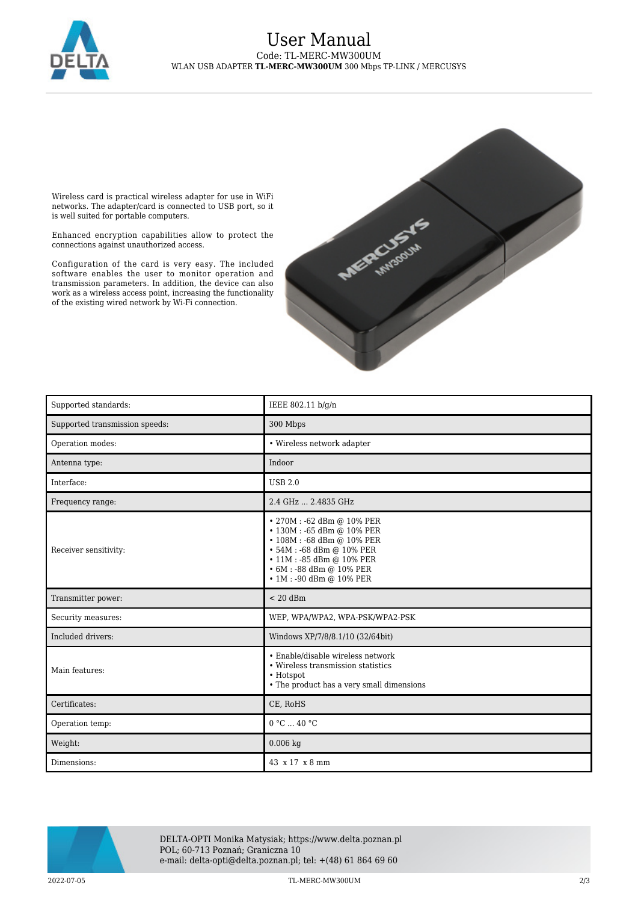# User Manual

Code: TL-MERC-MW300UM

WLAN USB ADAPTER **TL-MERC-MW300UM** 300 Mbps TP-LINK / MERCUSYS

Wireless card is practical wireless adapter for use in WiFi networks. The adapter/card is connected to USB port, so it is well suited for portable computers.

Enhanced encryption capabilities allow to protect the connections against unauthorized access.

Configuration of the card is very easy. The included software enables the user to monitor operation and transmission parameters. In addition, the device can also work as a wireless access point, increasing the functionality of the existing wired network by Wi-Fi connection.

| | |
|---|---|
| Supported standards: | IEEE 802.11 b/g/n |
| Supported transmission speeds: | 300 Mbps |
| Operation modes: | • Wireless network adapter |
| Antenna type: | Indoor |
| Interface: | USB 2.0 |
| Frequency range: | 2.4 GHz ... 2.4835 GHz |
| Receiver sensitivity: | • 270M : -62 dBm @ 10% PER<br>• 130M : -65 dBm @ 10% PER<br>• 108M : -68 dBm @ 10% PER<br>• 54M : -68 dBm @ 10% PER<br>• 11M : -85 dBm @ 10% PER<br>• 6M : -88 dBm @ 10% PER<br>• 1M : -90 dBm @ 10% PER |
| Transmitter power: | < 20 dBm |
| Security measures: | WEP, WPA/WPA2, WPA-PSK/WPA2-PSK |
| Included drivers: | Windows XP/7/8/8.1/10 (32/64bit) |
| Main features: | • Enable/disable wireless network<br>• Wireless transmission statistics<br>• Hotspot<br>• The product has a very small dimensions |
| Certificates: | CE, RoHS |
| Operation temp: | 0 °C ... 40 °C |
| Weight: | 0.006 kg |
| Dimensions: | 43 x 17 x 8 mm |

DELTA-OPTI Monika Matysiak; https://www.delta.poznan.pl
POL; 60-713 Poznań; Graniczna 10
e-mail: delta-opti@delta.poznan.pl; tel: +(48) 61 864 69 60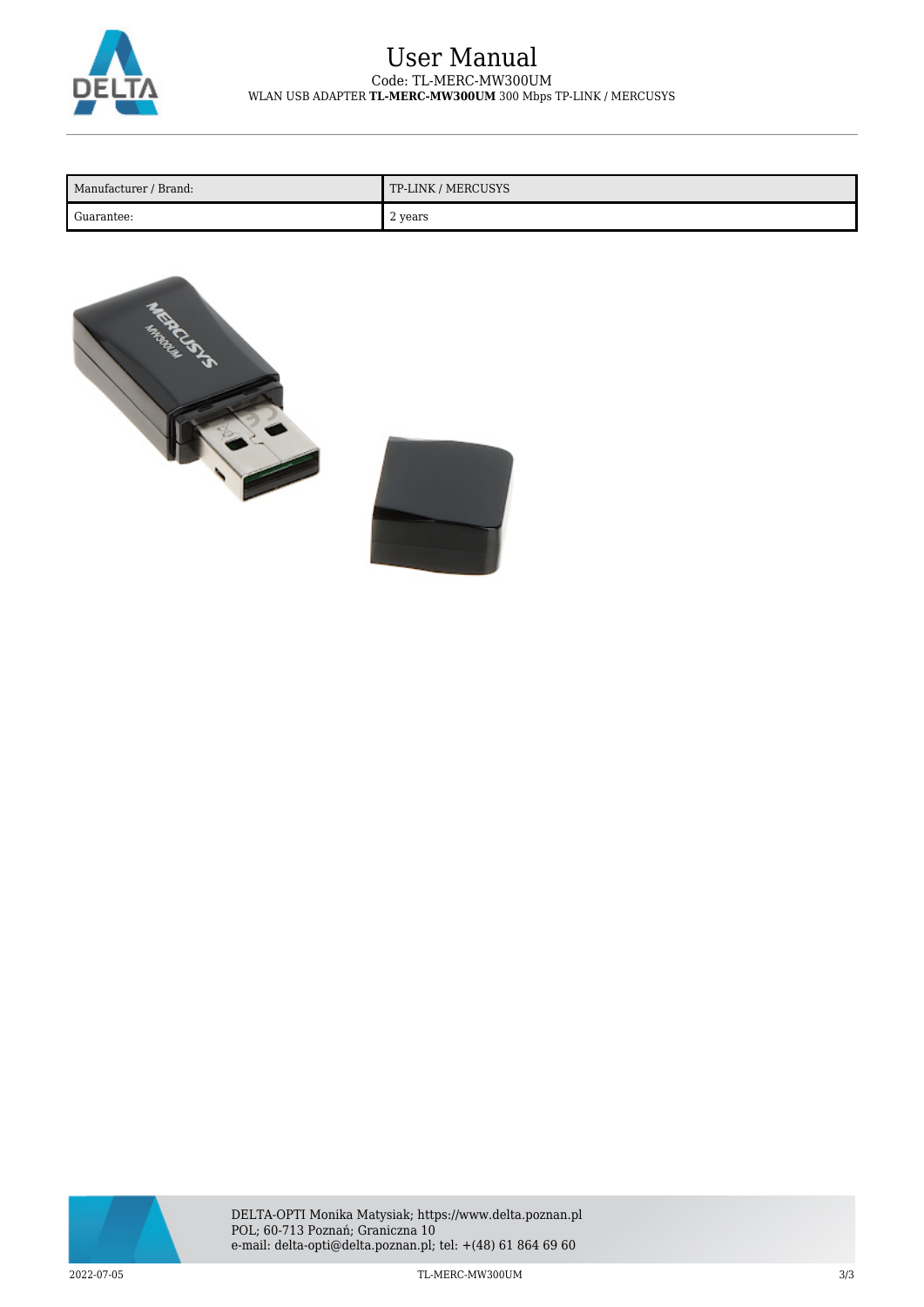| | |
|---|---|
| Manufacturer / Brand: | TP-LINK / MERCUSYS |
| Guarantee: | 2 years |